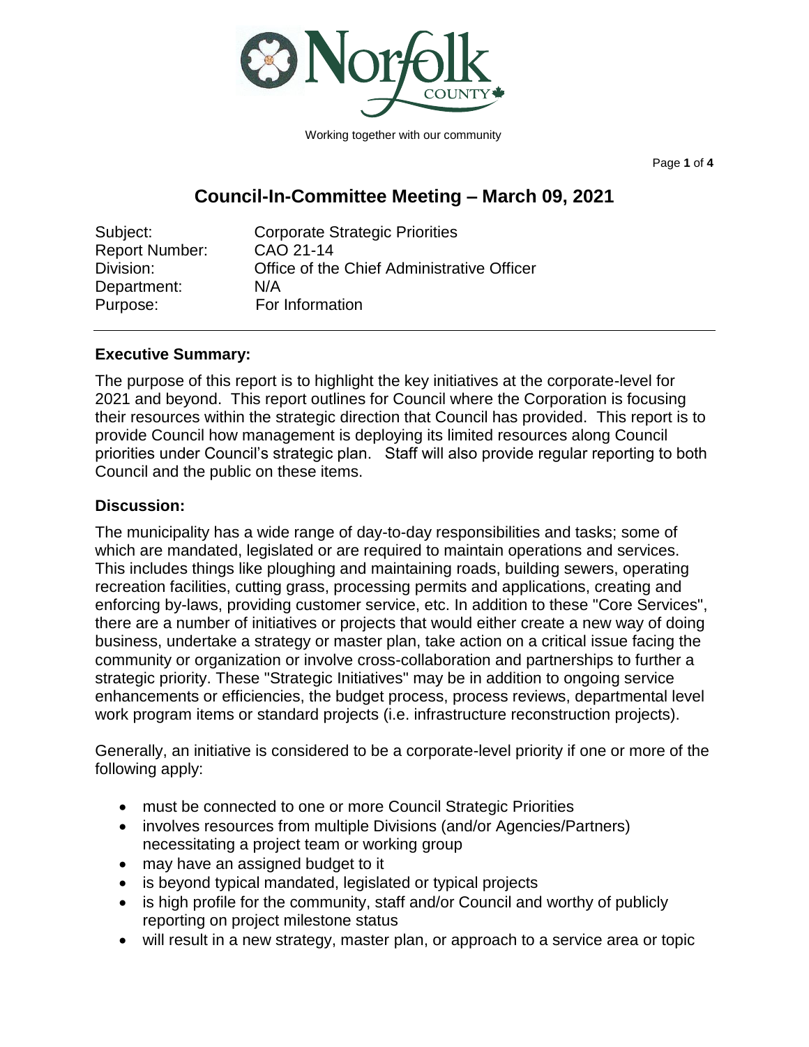Working together with our community

# Council-In-Committee Meeting – March 09, 2021

Subject: Corporate Strategic Priorities
Report Number: CAO 21-14
Division: Office of the Chief Administrative Officer
Department: N/A
Purpose: For Information

---

## Executive Summary:

The purpose of this report is to highlight the key initiatives at the corporate-level for 2021 and beyond. This report outlines for Council where the Corporation is focusing their resources within the strategic direction that Council has provided. This report is to provide Council how management is deploying its limited resources along Council priorities under Council's strategic plan. Staff will also provide regular reporting to both Council and the public on these items.

## Discussion:

The municipality has a wide range of day-to-day responsibilities and tasks; some of which are mandated, legislated or are required to maintain operations and services. This includes things like ploughing and maintaining roads, building sewers, operating recreation facilities, cutting grass, processing permits and applications, creating and enforcing by-laws, providing customer service, etc. In addition to these "Core Services", there are a number of initiatives or projects that would either create a new way of doing business, undertake a strategy or master plan, take action on a critical issue facing the community or organization or involve cross-collaboration and partnerships to further a strategic priority. These "Strategic Initiatives" may be in addition to ongoing service enhancements or efficiencies, the budget process, process reviews, departmental level work program items or standard projects (i.e. infrastructure reconstruction projects).

Generally, an initiative is considered to be a corporate-level priority if one or more of the following apply:

- must be connected to one or more Council Strategic Priorities
- involves resources from multiple Divisions (and/or Agencies/Partners) necessitating a project team or working group
- may have an assigned budget to it
- is beyond typical mandated, legislated or typical projects
- is high profile for the community, staff and/or Council and worthy of publicly reporting on project milestone status
- will result in a new strategy, master plan, or approach to a service area or topic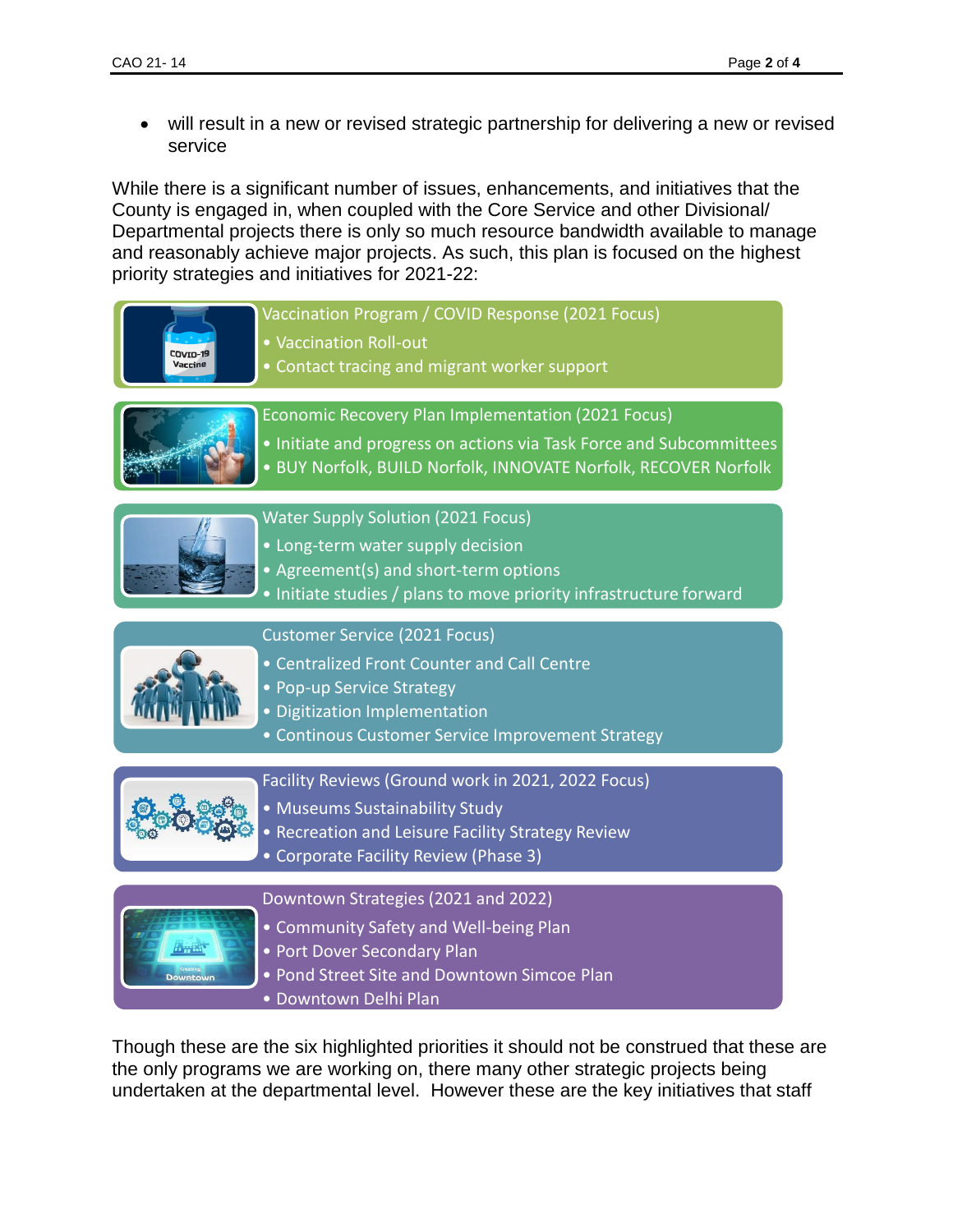- will result in a new or revised strategic partnership for delivering a new or revised service

While there is a significant number of issues, enhancements, and initiatives that the County is engaged in, when coupled with the Core Service and other Divisional/ Departmental projects there is only so much resource bandwidth available to manage and reasonably achieve major projects. As such, this plan is focused on the highest priority strategies and initiatives for 2021-22:

**Vaccination Program / COVID Response (2021 Focus)**
- Vaccination Roll-out
- Contact tracing and migrant worker support

**Economic Recovery Plan Implementation (2021 Focus)**
- Initiate and progress on actions via Task Force and Subcommittees
- BUY Norfolk, BUILD Norfolk, INNOVATE Norfolk, RECOVER Norfolk

**Water Supply Solution (2021 Focus)**
- Long-term water supply decision
- Agreement(s) and short-term options
- Initiate studies / plans to move priority infrastructure forward

**Customer Service (2021 Focus)**
- Centralized Front Counter and Call Centre
- Pop-up Service Strategy
- Digitization Implementation
- Continous Customer Service Improvement Strategy

**Facility Reviews (Ground work in 2021, 2022 Focus)**
- Museums Sustainability Study
- Recreation and Leisure Facility Strategy Review
- Corporate Facility Review (Phase 3)

**Downtown Strategies (2021 and 2022)**
- Community Safety and Well-being Plan
- Port Dover Secondary Plan
- Pond Street Site and Downtown Simcoe Plan
- Downtown Delhi Plan

Though these are the six highlighted priorities it should not be construed that these are the only programs we are working on, there many other strategic projects being undertaken at the departmental level. However these are the key initiatives that staff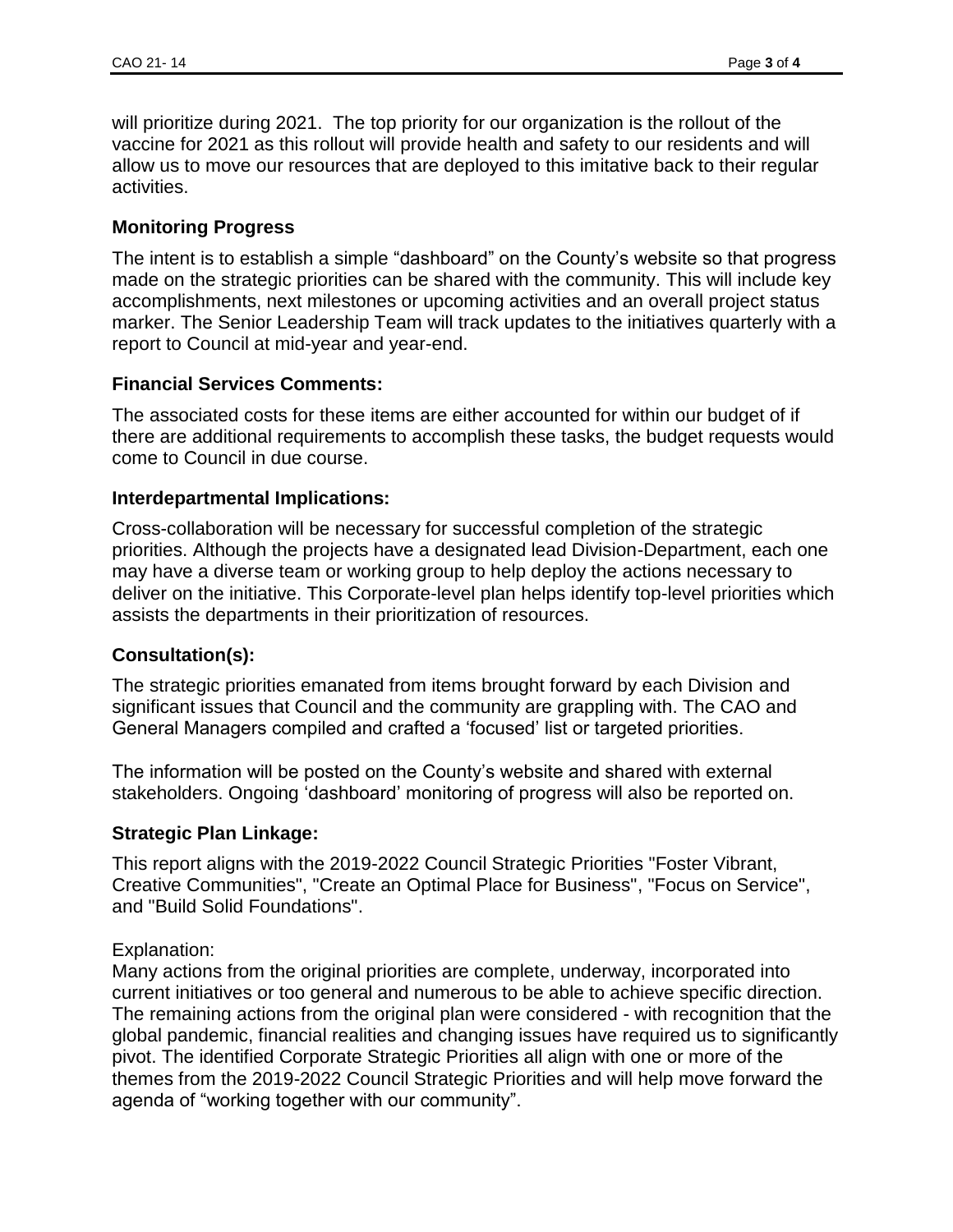will prioritize during 2021. The top priority for our organization is the rollout of the vaccine for 2021 as this rollout will provide health and safety to our residents and will allow us to move our resources that are deployed to this imitative back to their regular activities.

### Monitoring Progress

The intent is to establish a simple "dashboard" on the County's website so that progress made on the strategic priorities can be shared with the community. This will include key accomplishments, next milestones or upcoming activities and an overall project status marker. The Senior Leadership Team will track updates to the initiatives quarterly with a report to Council at mid-year and year-end.

### Financial Services Comments:

The associated costs for these items are either accounted for within our budget of if there are additional requirements to accomplish these tasks, the budget requests would come to Council in due course.

### Interdepartmental Implications:

Cross-collaboration will be necessary for successful completion of the strategic priorities. Although the projects have a designated lead Division-Department, each one may have a diverse team or working group to help deploy the actions necessary to deliver on the initiative. This Corporate-level plan helps identify top-level priorities which assists the departments in their prioritization of resources.

### Consultation(s):

The strategic priorities emanated from items brought forward by each Division and significant issues that Council and the community are grappling with. The CAO and General Managers compiled and crafted a 'focused' list or targeted priorities.

The information will be posted on the County's website and shared with external stakeholders. Ongoing 'dashboard' monitoring of progress will also be reported on.

### Strategic Plan Linkage:

This report aligns with the 2019-2022 Council Strategic Priorities "Foster Vibrant, Creative Communities", "Create an Optimal Place for Business", "Focus on Service", and "Build Solid Foundations".

Explanation:
Many actions from the original priorities are complete, underway, incorporated into current initiatives or too general and numerous to be able to achieve specific direction. The remaining actions from the original plan were considered - with recognition that the global pandemic, financial realities and changing issues have required us to significantly pivot. The identified Corporate Strategic Priorities all align with one or more of the themes from the 2019-2022 Council Strategic Priorities and will help move forward the agenda of "working together with our community".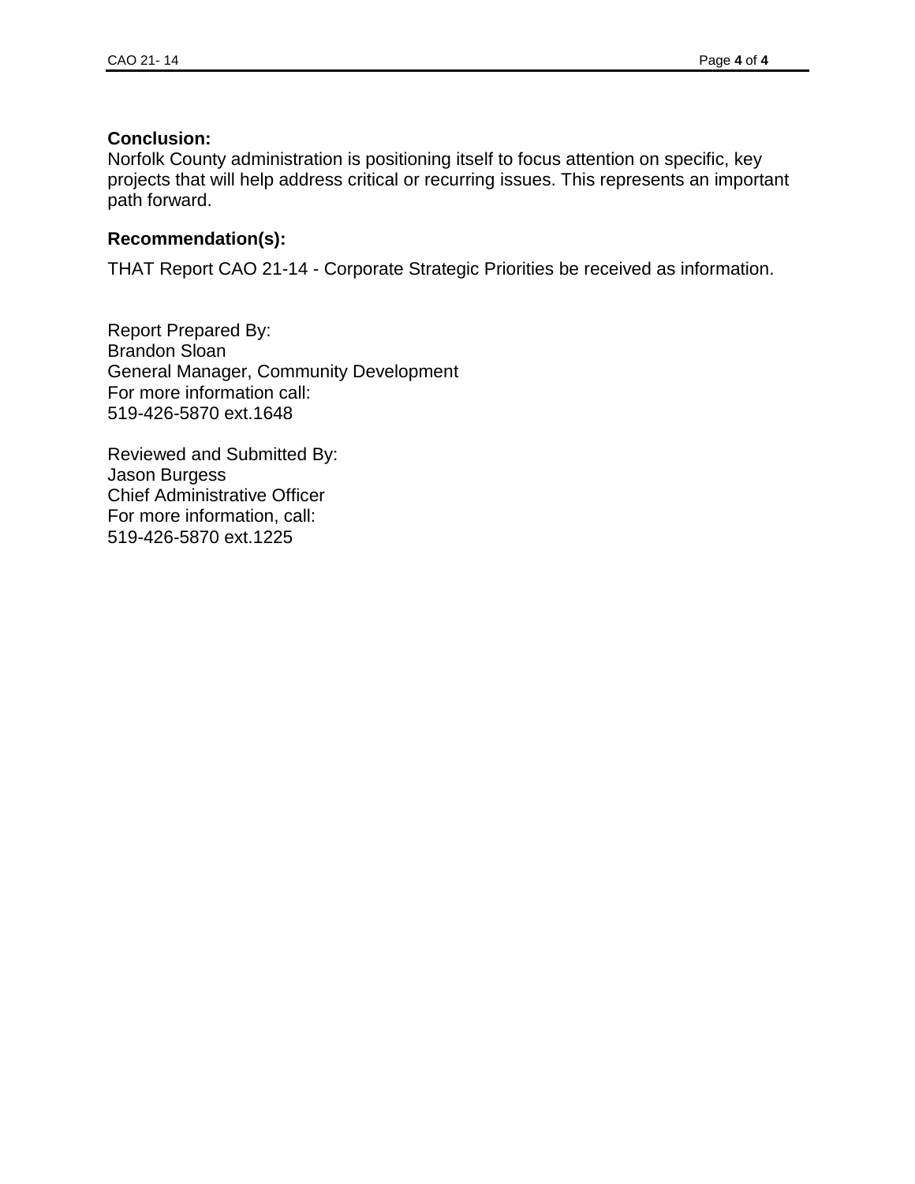**Conclusion:**
Norfolk County administration is positioning itself to focus attention on specific, key projects that will help address critical or recurring issues. This represents an important path forward.

**Recommendation(s):**

THAT Report CAO 21-14 - Corporate Strategic Priorities be received as information.

Report Prepared By:
Brandon Sloan
General Manager, Community Development
For more information call:
519-426-5870 ext.1648

Reviewed and Submitted By:
Jason Burgess
Chief Administrative Officer
For more information, call:
519-426-5870 ext.1225